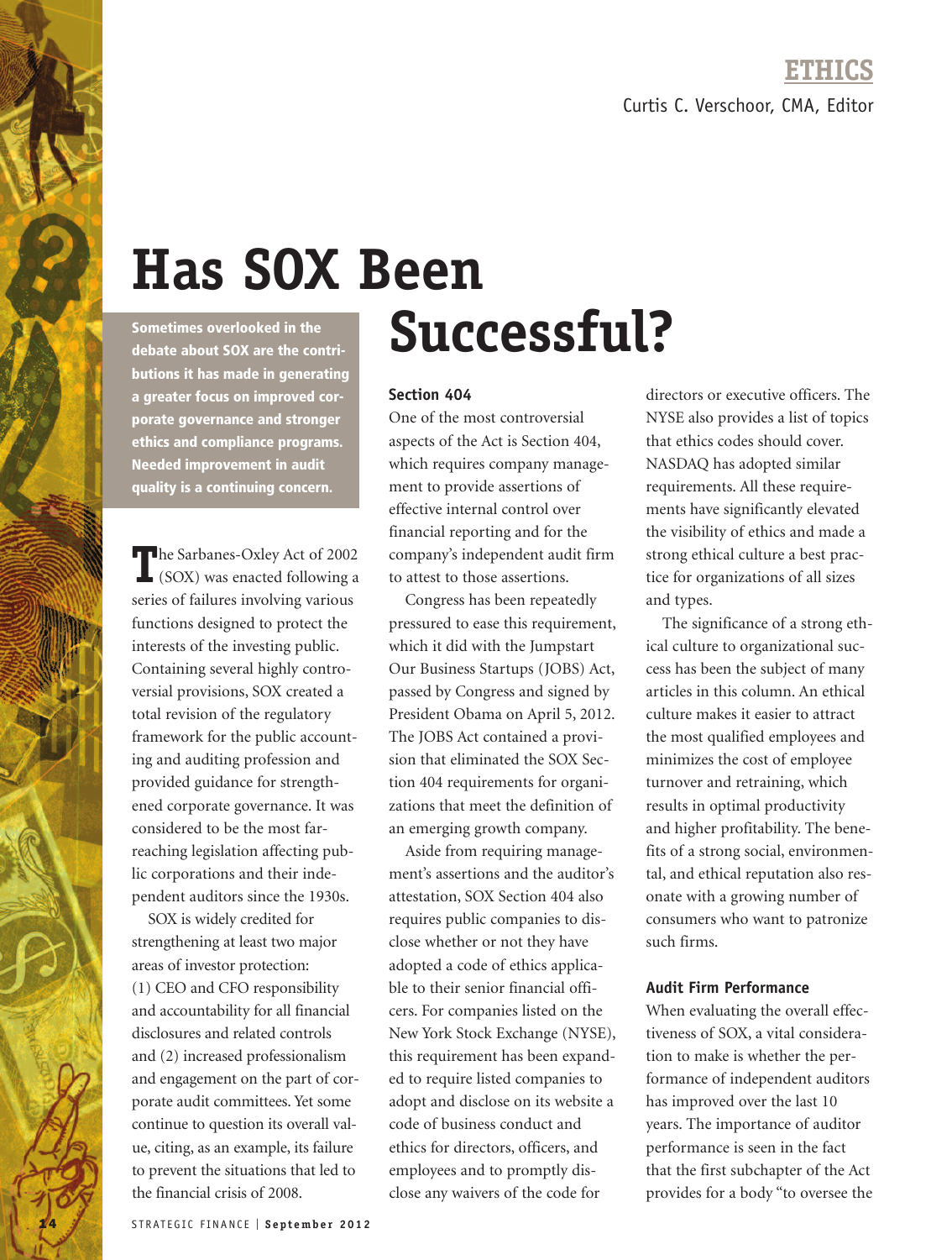## ETHICS

Curtis C. Verschoor, CMA, Editor

# Has SOX Been Successful?

**Sometimes overlooked in the debate about SOX are the contributions it has made in generating a greater focus on improved corporate governance and stronger ethics and compliance programs. Needed improvement in audit quality is a continuing concern.**

The Sarbanes-Oxley Act of 2002 (SOX) was enacted following a series of failures involving various functions designed to protect the interests of the investing public. Containing several highly controversial provisions, SOX created a total revision of the regulatory framework for the public accounting and auditing profession and provided guidance for strengthened corporate governance. It was considered to be the most far-reaching legislation affecting public corporations and their independent auditors since the 1930s.

SOX is widely credited for strengthening at least two major areas of investor protection: (1) CEO and CFO responsibility and accountability for all financial disclosures and related controls and (2) increased professionalism and engagement on the part of corporate audit committees. Yet some continue to question its overall value, citing, as an example, its failure to prevent the situations that led to the financial crisis of 2008.

### Section 404

One of the most controversial aspects of the Act is Section 404, which requires company management to provide assertions of effective internal control over financial reporting and for the company's independent audit firm to attest to those assertions.

Congress has been repeatedly pressured to ease this requirement, which it did with the Jumpstart Our Business Startups (JOBS) Act, passed by Congress and signed by President Obama on April 5, 2012. The JOBS Act contained a provision that eliminated the SOX Section 404 requirements for organizations that meet the definition of an emerging growth company.

Aside from requiring management's assertions and the auditor's attestation, SOX Section 404 also requires public companies to disclose whether or not they have adopted a code of ethics applicable to their senior financial officers. For companies listed on the New York Stock Exchange (NYSE), this requirement has been expanded to require listed companies to adopt and disclose on its website a code of business conduct and ethics for directors, officers, and employees and to promptly disclose any waivers of the code for directors or executive officers. The NYSE also provides a list of topics that ethics codes should cover. NASDAQ has adopted similar requirements. All these requirements have significantly elevated the visibility of ethics and made a strong ethical culture a best practice for organizations of all sizes and types.

The significance of a strong ethical culture to organizational success has been the subject of many articles in this column. An ethical culture makes it easier to attract the most qualified employees and minimizes the cost of employee turnover and retraining, which results in optimal productivity and higher profitability. The benefits of a strong social, environmental, and ethical reputation also resonate with a growing number of consumers who want to patronize such firms.

### Audit Firm Performance

When evaluating the overall effectiveness of SOX, a vital consideration to make is whether the performance of independent auditors has improved over the last 10 years. The importance of auditor performance is seen in the fact that the first subchapter of the Act provides for a body "to oversee the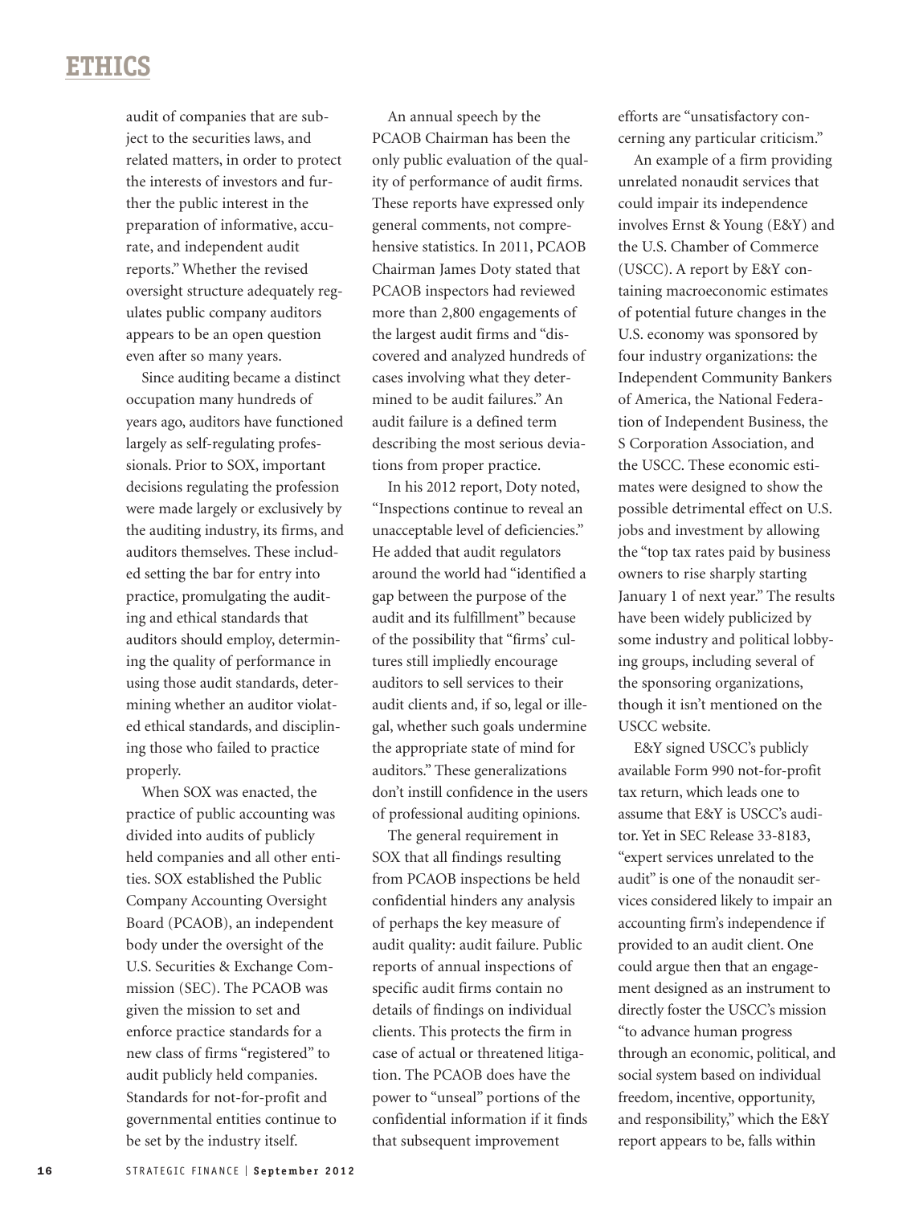audit of companies that are subject to the securities laws, and related matters, in order to protect the interests of investors and further the public interest in the preparation of informative, accurate, and independent audit reports." Whether the revised oversight structure adequately regulates public company auditors appears to be an open question even after so many years.

Since auditing became a distinct occupation many hundreds of years ago, auditors have functioned largely as self-regulating professionals. Prior to SOX, important decisions regulating the profession were made largely or exclusively by the auditing industry, its firms, and auditors themselves. These included setting the bar for entry into practice, promulgating the auditing and ethical standards that auditors should employ, determining the quality of performance in using those audit standards, determining whether an auditor violated ethical standards, and disciplining those who failed to practice properly.

When SOX was enacted, the practice of public accounting was divided into audits of publicly held companies and all other entities. SOX established the Public Company Accounting Oversight Board (PCAOB), an independent body under the oversight of the U.S. Securities & Exchange Commission (SEC). The PCAOB was given the mission to set and enforce practice standards for a new class of firms "registered" to audit publicly held companies. Standards for not-for-profit and governmental entities continue to be set by the industry itself.

An annual speech by the PCAOB Chairman has been the only public evaluation of the quality of performance of audit firms. These reports have expressed only general comments, not comprehensive statistics. In 2011, PCAOB Chairman James Doty stated that PCAOB inspectors had reviewed more than 2,800 engagements of the largest audit firms and "discovered and analyzed hundreds of cases involving what they determined to be audit failures." An audit failure is a defined term describing the most serious deviations from proper practice.

In his 2012 report, Doty noted, "Inspections continue to reveal an unacceptable level of deficiencies." He added that audit regulators around the world had "identified a gap between the purpose of the audit and its fulfillment" because of the possibility that "firms' cultures still impliedly encourage auditors to sell services to their audit clients and, if so, legal or illegal, whether such goals undermine the appropriate state of mind for auditors." These generalizations don't instill confidence in the users of professional auditing opinions.

The general requirement in SOX that all findings resulting from PCAOB inspections be held confidential hinders any analysis of perhaps the key measure of audit quality: audit failure. Public reports of annual inspections of specific audit firms contain no details of findings on individual clients. This protects the firm in case of actual or threatened litigation. The PCAOB does have the power to "unseal" portions of the confidential information if it finds that subsequent improvement efforts are "unsatisfactory concerning any particular criticism."

An example of a firm providing unrelated nonaudit services that could impair its independence involves Ernst & Young (E&Y) and the U.S. Chamber of Commerce (USCC). A report by E&Y containing macroeconomic estimates of potential future changes in the U.S. economy was sponsored by four industry organizations: the Independent Community Bankers of America, the National Federation of Independent Business, the S Corporation Association, and the USCC. These economic estimates were designed to show the possible detrimental effect on U.S. jobs and investment by allowing the "top tax rates paid by business owners to rise sharply starting January 1 of next year." The results have been widely publicized by some industry and political lobbying groups, including several of the sponsoring organizations, though it isn't mentioned on the USCC website.

E&Y signed USCC's publicly available Form 990 not-for-profit tax return, which leads one to assume that E&Y is USCC's auditor. Yet in SEC Release 33-8183, "expert services unrelated to the audit" is one of the nonaudit services considered likely to impair an accounting firm's independence if provided to an audit client. One could argue then that an engagement designed as an instrument to directly foster the USCC's mission "to advance human progress through an economic, political, and social system based on individual freedom, incentive, opportunity, and responsibility," which the E&Y report appears to be, falls within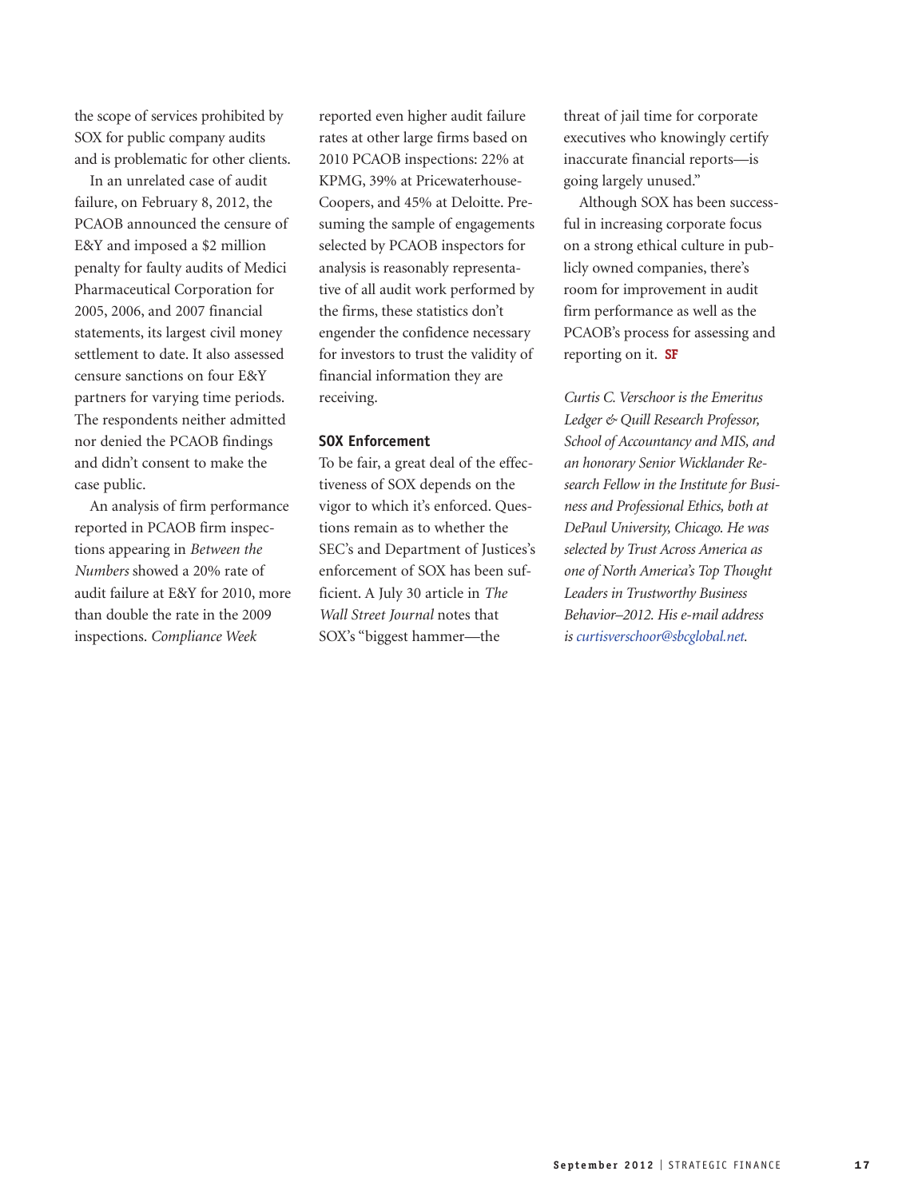the scope of services prohibited by SOX for public company audits and is problematic for other clients.

In an unrelated case of audit failure, on February 8, 2012, the PCAOB announced the censure of E&Y and imposed a $2 million penalty for faulty audits of Medici Pharmaceutical Corporation for 2005, 2006, and 2007 financial statements, its largest civil money settlement to date. It also assessed censure sanctions on four E&Y partners for varying time periods. The respondents neither admitted nor denied the PCAOB findings and didn't consent to make the case public.

An analysis of firm performance reported in PCAOB firm inspections appearing in *Between the Numbers* showed a 20% rate of audit failure at E&Y for 2010, more than double the rate in the 2009 inspections. *Compliance Week* reported even higher audit failure rates at other large firms based on 2010 PCAOB inspections: 22% at KPMG, 39% at PricewaterhouseCoopers, and 45% at Deloitte. Presuming the sample of engagements selected by PCAOB inspectors for analysis is reasonably representative of all audit work performed by the firms, these statistics don't engender the confidence necessary for investors to trust the validity of financial information they are receiving.

### SOX Enforcement

To be fair, a great deal of the effectiveness of SOX depends on the vigor to which it's enforced. Questions remain as to whether the SEC's and Department of Justices's enforcement of SOX has been sufficient. A July 30 article in *The Wall Street Journal* notes that SOX's "biggest hammer—the threat of jail time for corporate executives who knowingly certify inaccurate financial reports—is going largely unused."

Although SOX has been successful in increasing corporate focus on a strong ethical culture in publicly owned companies, there's room for improvement in audit firm performance as well as the PCAOB's process for assessing and reporting on it. **SF**

*Curtis C. Verschoor is the Emeritus Ledger & Quill Research Professor, School of Accountancy and MIS, and an honorary Senior Wicklander Research Fellow in the Institute for Business and Professional Ethics, both at DePaul University, Chicago. He was selected by Trust Across America as one of North America's Top Thought Leaders in Trustworthy Business Behavior–2012. His e-mail address is curtisverschoor@sbcglobal.net.*